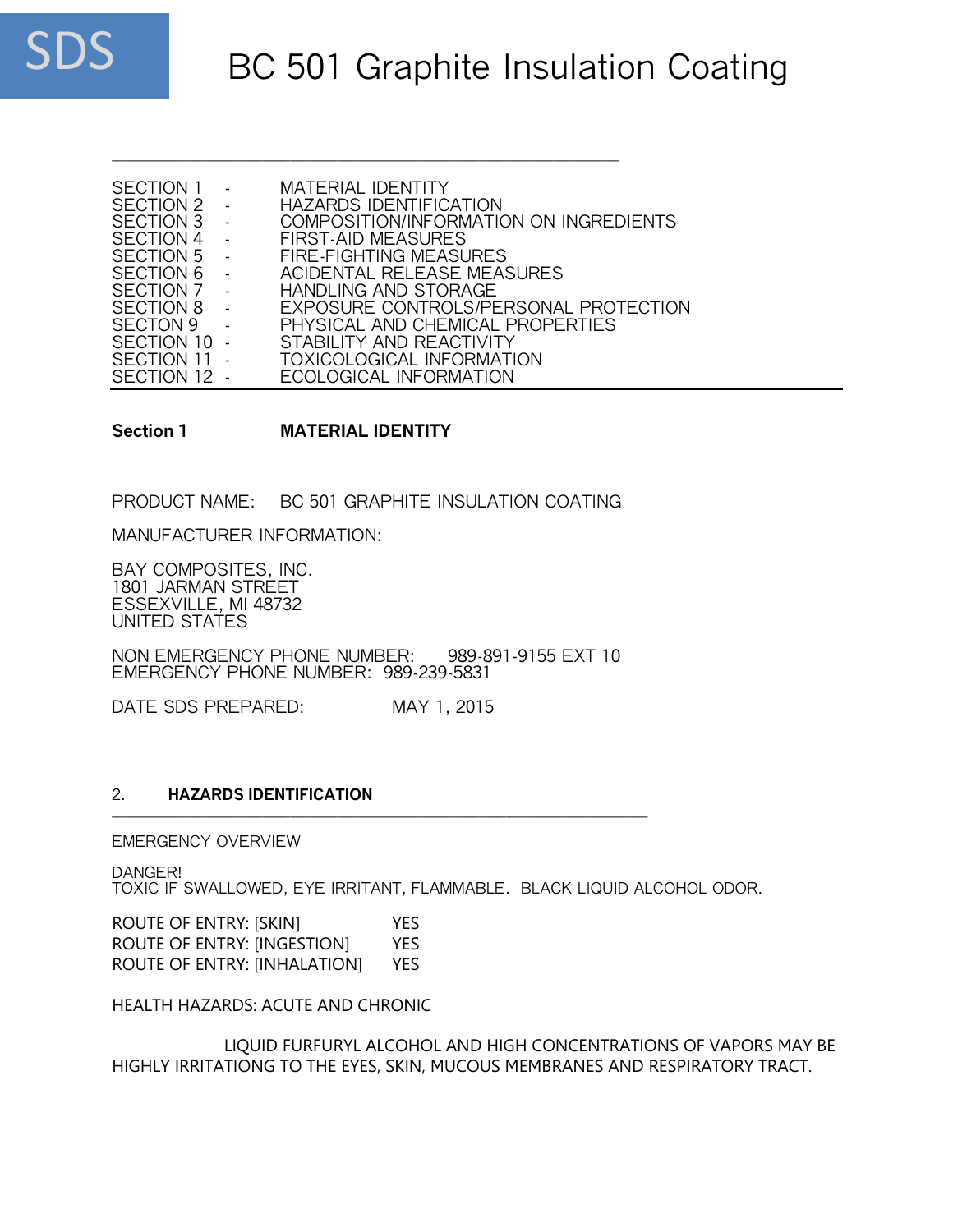SDS

# BC 501 Graphite Insulation Coating

| | | |
|---|---|---|
| SECTION 1 | - | MATERIAL IDENTITY |
| SECTION 2 | - | HAZARDS IDENTIFICATION |
| SECTION 3 | - | COMPOSITION/INFORMATION ON INGREDIENTS |
| SECTION 4 | - | FIRST-AID MEASURES |
| SECTION 5 | - | FIRE-FIGHTING MEASURES |
| SECTION 6 | - | ACIDENTAL RELEASE MEASURES |
| SECTION 7 | - | HANDLING AND STORAGE |
| SECTION 8 | - | EXPOSURE CONTROLS/PERSONAL PROTECTION |
| SECTON 9 | - | PHYSICAL AND CHEMICAL PROPERTIES |
| SECTION 10 | - | STABILITY AND REACTIVITY |
| SECTION 11 | - | TOXICOLOGICAL INFORMATION |
| SECTION 12 | - | ECOLOGICAL INFORMATION |

## Section 1 MATERIAL IDENTITY

PRODUCT NAME: BC 501 GRAPHITE INSULATION COATING

MANUFACTURER INFORMATION:

BAY COMPOSITES, INC.
1801 JARMAN STREET
ESSEXVILLE, MI 48732
UNITED STATES

NON EMERGENCY PHONE NUMBER: 989-891-9155 EXT 10
EMERGENCY PHONE NUMBER: 989-239-5831

DATE SDS PREPARED: MAY 1, 2015

## 2. HAZARDS IDENTIFICATION

EMERGENCY OVERVIEW

DANGER!
TOXIC IF SWALLOWED, EYE IRRITANT, FLAMMABLE. BLACK LIQUID ALCOHOL ODOR.

ROUTE OF ENTRY: [SKIN] YES
ROUTE OF ENTRY: [INGESTION] YES
ROUTE OF ENTRY: [INHALATION] YES

HEALTH HAZARDS: ACUTE AND CHRONIC

LIQUID FURFURYL ALCOHOL AND HIGH CONCENTRATIONS OF VAPORS MAY BE HIGHLY IRRITATIONG TO THE EYES, SKIN, MUCOUS MEMBRANES AND RESPIRATORY TRACT.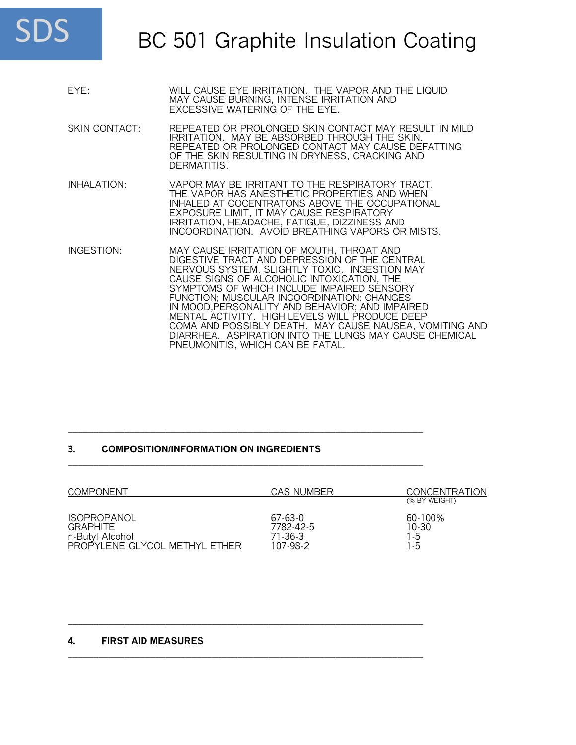| | |
|---|---|
| EYE: | WILL CAUSE EYE IRRITATION. THE VAPOR AND THE LIQUID MAY CAUSE BURNING, INTENSE IRRITATION AND EXCESSIVE WATERING OF THE EYE. |
| SKIN CONTACT: | REPEATED OR PROLONGED SKIN CONTACT MAY RESULT IN MILD IRRITATION. MAY BE ABSORBED THROUGH THE SKIN. REPEATED OR PROLONGED CONTACT MAY CAUSE DEFATTING OF THE SKIN RESULTING IN DRYNESS, CRACKING AND DERMATITIS. |
| INHALATION: | VAPOR MAY BE IRRITANT TO THE RESPIRATORY TRACT. THE VAPOR HAS ANESTHETIC PROPERTIES AND WHEN INHALED AT COCENTRATONS ABOVE THE OCCUPATIONAL EXPOSURE LIMIT, IT MAY CAUSE RESPIRATORY IRRITATION, HEADACHE, FATIGUE, DIZZINESS AND INCOORDINATION. AVOID BREATHING VAPORS OR MISTS. |
| INGESTION: | MAY CAUSE IRRITATION OF MOUTH, THROAT AND DIGESTIVE TRACT AND DEPRESSION OF THE CENTRAL NERVOUS SYSTEM. SLIGHTLY TOXIC. INGESTION MAY CAUSE SIGNS OF ALCOHOLIC INTOXICATION, THE SYMPTOMS OF WHICH INCLUDE IMPAIRED SENSORY FUNCTION; MUSCULAR INCOORDINATION; CHANGES IN MOOD,PERSONALITY AND BEHAVIOR; AND IMPAIRED MENTAL ACTIVITY. HIGH LEVELS WILL PRODUCE DEEP COMA AND POSSIBLY DEATH. MAY CAUSE NAUSEA, VOMITING AND DIARRHEA. ASPIRATION INTO THE LUNGS MAY CAUSE CHEMICAL PNEUMONITIS, WHICH CAN BE FATAL. |

## 3. COMPOSITION/INFORMATION ON INGREDIENTS

| COMPONENT | CAS NUMBER | CONCENTRATION (% BY WEIGHT) |
|---|---|---|
| ISOPROPANOL | 67-63-0 | 60-100% |
| GRAPHITE | 7782-42-5 | 10-30 |
| n-Butyl Alcohol | 71-36-3 | 1-5 |
| PROPYLENE GLYCOL METHYL ETHER | 107-98-2 | 1-5 |

## 4. FIRST AID MEASURES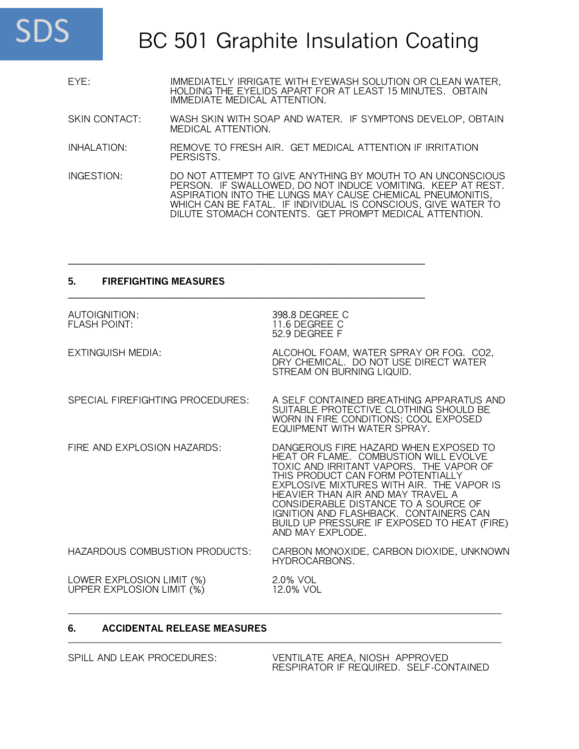| | |
|---|---|
| EYE: | IMMEDIATELY IRRIGATE WITH EYEWASH SOLUTION OR CLEAN WATER, HOLDING THE EYELIDS APART FOR AT LEAST 15 MINUTES. OBTAIN IMMEDIATE MEDICAL ATTENTION. |
| SKIN CONTACT: | WASH SKIN WITH SOAP AND WATER. IF SYMPTONS DEVELOP, OBTAIN MEDICAL ATTENTION. |
| INHALATION: | REMOVE TO FRESH AIR. GET MEDICAL ATTENTION IF IRRITATION PERSISTS. |
| INGESTION: | DO NOT ATTEMPT TO GIVE ANYTHING BY MOUTH TO AN UNCONSCIOUS PERSON. IF SWALLOWED, DO NOT INDUCE VOMITING. KEEP AT REST. ASPIRATION INTO THE LUNGS MAY CAUSE CHEMICAL PNEUMONITIS, WHICH CAN BE FATAL. IF INDIVIDUAL IS CONSCIOUS, GIVE WATER TO DILUTE STOMACH CONTENTS. GET PROMPT MEDICAL ATTENTION. |

---

## 5. FIREFIGHTING MEASURES

---

| | |
|---|---|
| AUTOIGNITION: | 398.8 DEGREE C |
| FLASH POINT: | 11.6 DEGREE C<br>52.9 DEGREE F |
| EXTINGUISH MEDIA: | ALCOHOL FOAM, WATER SPRAY OR FOG. CO2, DRY CHEMICAL. DO NOT USE DIRECT WATER STREAM ON BURNING LIQUID. |
| SPECIAL FIREFIGHTING PROCEDURES: | A SELF CONTAINED BREATHING APPARATUS AND SUITABLE PROTECTIVE CLOTHING SHOULD BE WORN IN FIRE CONDITIONS; COOL EXPOSED EQUIPMENT WITH WATER SPRAY. |
| FIRE AND EXPLOSION HAZARDS: | DANGEROUS FIRE HAZARD WHEN EXPOSED TO HEAT OR FLAME. COMBUSTION WILL EVOLVE TOXIC AND IRRITANT VAPORS. THE VAPOR OF THIS PRODUCT CAN FORM POTENTIALLY EXPLOSIVE MIXTURES WITH AIR. THE VAPOR IS HEAVIER THAN AIR AND MAY TRAVEL A CONSIDERABLE DISTANCE TO A SOURCE OF IGNITION AND FLASHBACK. CONTAINERS CAN BUILD UP PRESSURE IF EXPOSED TO HEAT (FIRE) AND MAY EXPLODE. |
| HAZARDOUS COMBUSTION PRODUCTS: | CARBON MONOXIDE, CARBON DIOXIDE, UNKNOWN HYDROCARBONS. |
| LOWER EXPLOSION LIMIT (%) | 2.0% VOL |
| UPPER EXPLOSION LIMIT (%) | 12.0% VOL |

---

## 6. ACCIDENTAL RELEASE MEASURES

---

| | |
|---|---|
| SPILL AND LEAK PROCEDURES: | VENTILATE AREA, NIOSH APPROVED RESPIRATOR IF REQUIRED. SELF-CONTAINED |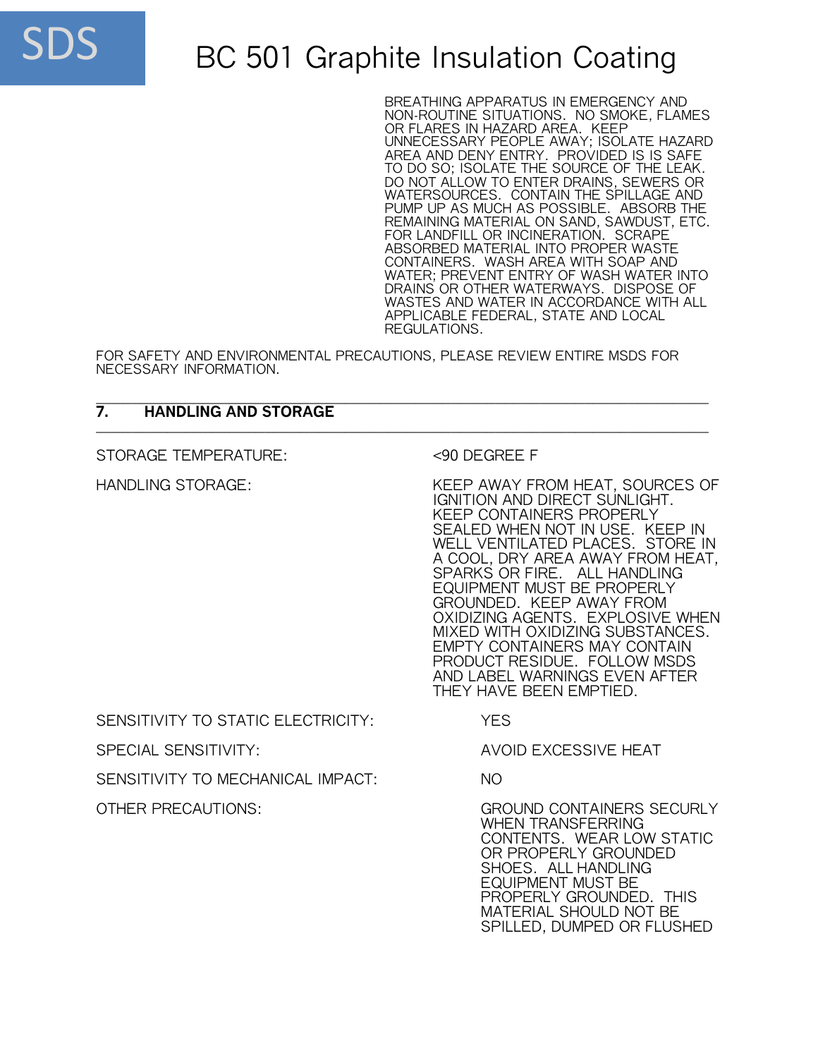BREATHING APPARATUS IN EMERGENCY AND NON-ROUTINE SITUATIONS. NO SMOKE, FLAMES OR FLARES IN HAZARD AREA. KEEP UNNECESSARY PEOPLE AWAY; ISOLATE HAZARD AREA AND DENY ENTRY. PROVIDED IS IS SAFE TO DO SO; ISOLATE THE SOURCE OF THE LEAK. DO NOT ALLOW TO ENTER DRAINS, SEWERS OR WATERSOURCES. CONTAIN THE SPILLAGE AND PUMP UP AS MUCH AS POSSIBLE. ABSORB THE REMAINING MATERIAL ON SAND, SAWDUST, ETC. FOR LANDFILL OR INCINERATION. SCRAPE ABSORBED MATERIAL INTO PROPER WASTE CONTAINERS. WASH AREA WITH SOAP AND WATER; PREVENT ENTRY OF WASH WATER INTO DRAINS OR OTHER WATERWAYS. DISPOSE OF WASTES AND WATER IN ACCORDANCE WITH ALL APPLICABLE FEDERAL, STATE AND LOCAL REGULATIONS.

FOR SAFETY AND ENVIRONMENTAL PRECAUTIONS, PLEASE REVIEW ENTIRE MSDS FOR NECESSARY INFORMATION.

## 7. HANDLING AND STORAGE

STORAGE TEMPERATURE: <90 DEGREE F

HANDLING STORAGE: KEEP AWAY FROM HEAT, SOURCES OF IGNITION AND DIRECT SUNLIGHT. KEEP CONTAINERS PROPERLY SEALED WHEN NOT IN USE. KEEP IN WELL VENTILATED PLACES. STORE IN A COOL, DRY AREA AWAY FROM HEAT, SPARKS OR FIRE. ALL HANDLING EQUIPMENT MUST BE PROPERLY GROUNDED. KEEP AWAY FROM OXIDIZING AGENTS. EXPLOSIVE WHEN MIXED WITH OXIDIZING SUBSTANCES. EMPTY CONTAINERS MAY CONTAIN PRODUCT RESIDUE. FOLLOW MSDS AND LABEL WARNINGS EVEN AFTER THEY HAVE BEEN EMPTIED.

SENSITIVITY TO STATIC ELECTRICITY: YES

SPECIAL SENSITIVITY: AVOID EXCESSIVE HEAT

SENSITIVITY TO MECHANICAL IMPACT: NO

OTHER PRECAUTIONS: GROUND CONTAINERS SECURLY WHEN TRANSFERRING CONTENTS. WEAR LOW STATIC OR PROPERLY GROUNDED SHOES. ALL HANDLING EQUIPMENT MUST BE PROPERLY GROUNDED. THIS MATERIAL SHOULD NOT BE SPILLED, DUMPED OR FLUSHED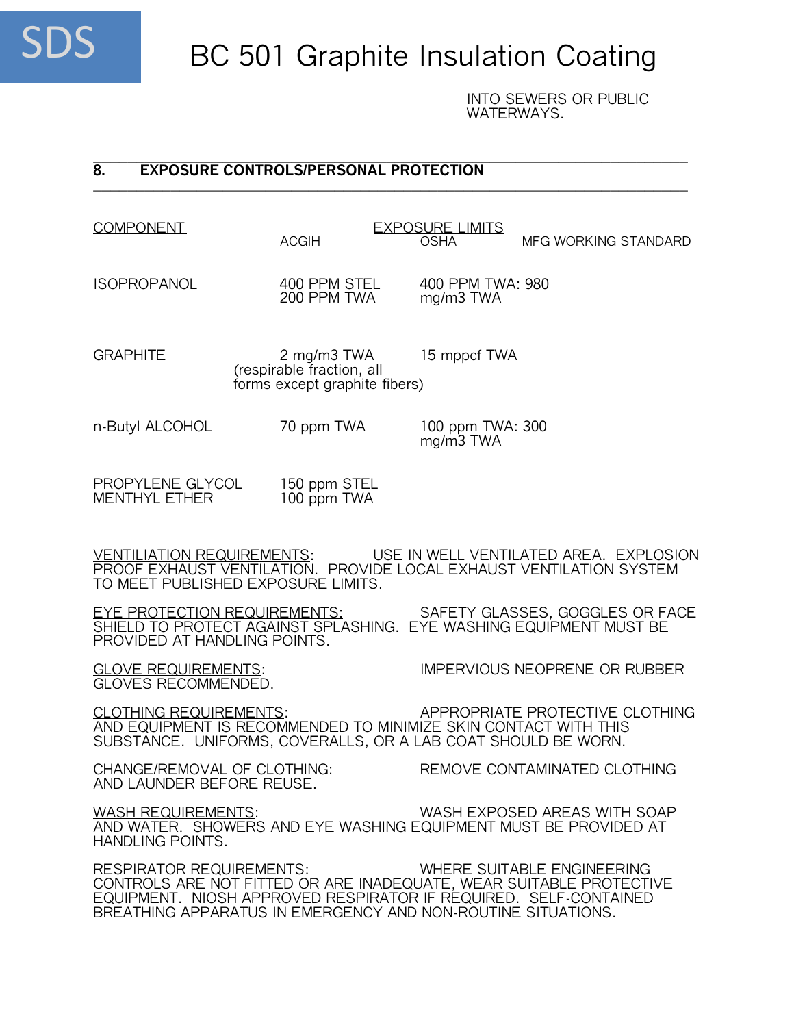INTO SEWERS OR PUBLIC WATERWAYS.

## 8. EXPOSURE CONTROLS/PERSONAL PROTECTION

| COMPONENT | EXPOSURE LIMITS | | |
|---|---|---|---|
| | ACGIH | OSHA | MFG WORKING STANDARD |
| ISOPROPANOL | 400 PPM STEL<br>200 PPM TWA | 400 PPM TWA: 980 mg/m3 TWA | |
| GRAPHITE | 2 mg/m3 TWA (respirable fraction, all forms except graphite fibers) | 15 mppcf TWA | |
| n-Butyl ALCOHOL | 70 ppm TWA | 100 ppm TWA: 300 mg/m3 TWA | |
| PROPYLENE GLYCOL MENTHYL ETHER | 150 ppm STEL<br>100 ppm TWA | | |

VENTILATION REQUIREMENTS: USE IN WELL VENTILATED AREA. EXPLOSION PROOF EXHAUST VENTILATION. PROVIDE LOCAL EXHAUST VENTILATION SYSTEM TO MEET PUBLISHED EXPOSURE LIMITS.

EYE PROTECTION REQUIREMENTS: SAFETY GLASSES, GOGGLES OR FACE SHIELD TO PROTECT AGAINST SPLASHING. EYE WASHING EQUIPMENT MUST BE PROVIDED AT HANDLING POINTS.

GLOVE REQUIREMENTS: IMPERVIOUS NEOPRENE OR RUBBER GLOVES RECOMMENDED.

CLOTHING REQUIREMENTS: APPROPRIATE PROTECTIVE CLOTHING AND EQUIPMENT IS RECOMMENDED TO MINIMIZE SKIN CONTACT WITH THIS SUBSTANCE. UNIFORMS, COVERALLS, OR A LAB COAT SHOULD BE WORN.

CHANGE/REMOVAL OF CLOTHING: REMOVE CONTAMINATED CLOTHING AND LAUNDER BEFORE REUSE.

WASH REQUIREMENTS: WASH EXPOSED AREAS WITH SOAP AND WATER. SHOWERS AND EYE WASHING EQUIPMENT MUST BE PROVIDED AT HANDLING POINTS.

RESPIRATOR REQUIREMENTS: WHERE SUITABLE ENGINEERING CONTROLS ARE NOT FITTED OR ARE INADEQUATE, WEAR SUITABLE PROTECTIVE EQUIPMENT. NIOSH APPROVED RESPIRATOR IF REQUIRED. SELF-CONTAINED BREATHING APPARATUS IN EMERGENCY AND NON-ROUTINE SITUATIONS.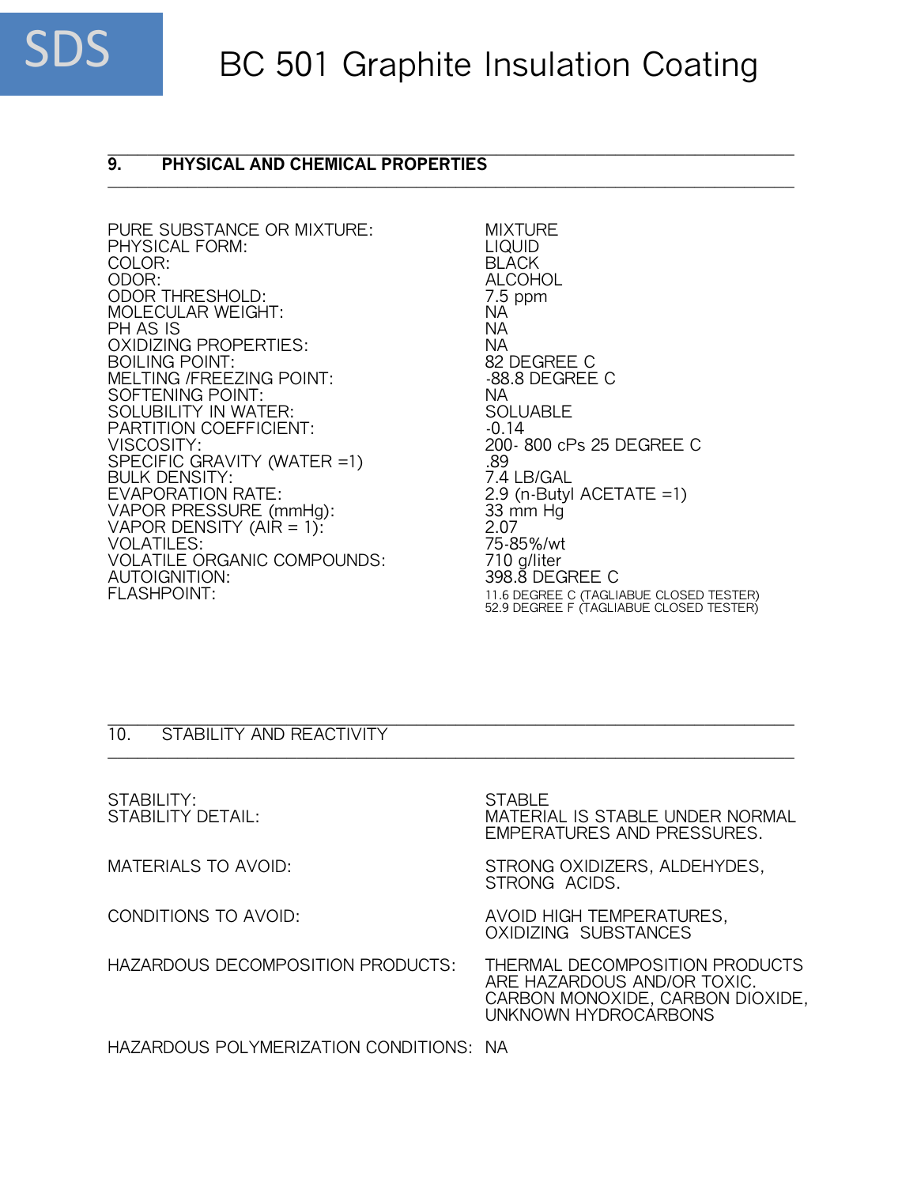## 9. PHYSICAL AND CHEMICAL PROPERTIES

| | |
|---|---|
| PURE SUBSTANCE OR MIXTURE: | MIXTURE |
| PHYSICAL FORM: | LIQUID |
| COLOR: | BLACK |
| ODOR: | ALCOHOL |
| ODOR THRESHOLD: | 7.5 ppm |
| MOLECULAR WEIGHT: | NA |
| PH AS IS | NA |
| OXIDIZING PROPERTIES: | NA |
| BOILING POINT: | 82 DEGREE C |
| MELTING /FREEZING POINT: | -88.8 DEGREE C |
| SOFTENING POINT: | NA |
| SOLUBILITY IN WATER: | SOLUABLE |
| PARTITION COEFFICIENT: | -0.14 |
| VISCOSITY: | 200- 800 cPs 25 DEGREE C |
| SPECIFIC GRAVITY (WATER =1) | .89 |
| BULK DENSITY: | 7.4 LB/GAL |
| EVAPORATION RATE: | 2.9 (n-Butyl ACETATE =1) |
| VAPOR PRESSURE (mmHg): | 33 mm Hg |
| VAPOR DENSITY (AIR = 1): | 2.07 |
| VOLATILES: | 75-85%/wt |
| VOLATILE ORGANIC COMPOUNDS: | 710 g/liter |
| AUTOIGNITION: | 398.8 DEGREE C |
| FLASHPOINT: | 11.6 DEGREE C (TAGLIABUE CLOSED TESTER)<br>52.9 DEGREE F (TAGLIABUE CLOSED TESTER) |

## 10. STABILITY AND REACTIVITY

| | |
|---|---|
| STABILITY: | STABLE |
| STABILITY DETAIL: | MATERIAL IS STABLE UNDER NORMAL EMPERATURES AND PRESSURES. |
| MATERIALS TO AVOID: | STRONG OXIDIZERS, ALDEHYDES, STRONG ACIDS. |
| CONDITIONS TO AVOID: | AVOID HIGH TEMPERATURES, OXIDIZING SUBSTANCES |
| HAZARDOUS DECOMPOSITION PRODUCTS: | THERMAL DECOMPOSITION PRODUCTS ARE HAZARDOUS AND/OR TOXIC. CARBON MONOXIDE, CARBON DIOXIDE, UNKNOWN HYDROCARBONS |
| HAZARDOUS POLYMERIZATION CONDITIONS: | NA |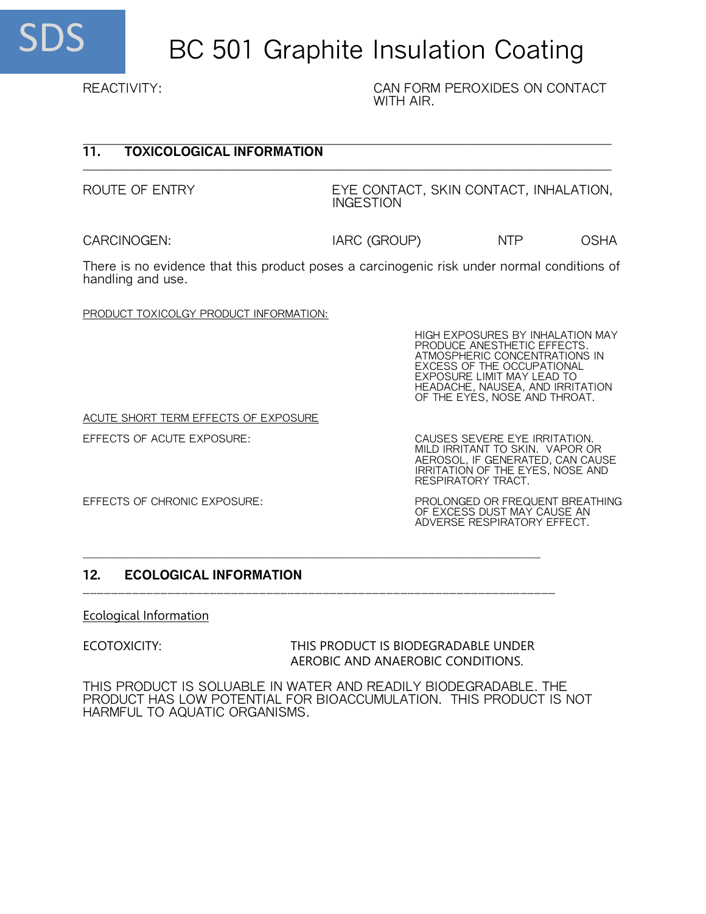REACTIVITY: CAN FORM PEROXIDES ON CONTACT WITH AIR.

## 11. TOXICOLOGICAL INFORMATION

ROUTE OF ENTRY: EYE CONTACT, SKIN CONTACT, INHALATION, INGESTION

| CARCINOGEN: | IARC (GROUP) | NTP | OSHA |
| --- | --- | --- | --- |

There is no evidence that this product poses a carcinogenic risk under normal conditions of handling and use.

PRODUCT TOXICOLGY PRODUCT INFORMATION:

HIGH EXPOSURES BY INHALATION MAY PRODUCE ANESTHETIC EFFECTS. ATMOSPHERIC CONCENTRATIONS IN EXCESS OF THE OCCUPATIONAL EXPOSURE LIMIT MAY LEAD TO HEADACHE, NAUSEA, AND IRRITATION OF THE EYES, NOSE AND THROAT.

ACUTE SHORT TERM EFFECTS OF EXPOSURE

EFFECTS OF ACUTE EXPOSURE: CAUSES SEVERE EYE IRRITATION. MILD IRRITANT TO SKIN. VAPOR OR AEROSOL, IF GENERATED, CAN CAUSE IRRITATION OF THE EYES, NOSE AND RESPIRATORY TRACT.

EFFECTS OF CHRONIC EXPOSURE: PROLONGED OR FREQUENT BREATHING OF EXCESS DUST MAY CAUSE AN ADVERSE RESPIRATORY EFFECT.

## 12. ECOLOGICAL INFORMATION

Ecological Information

ECOTOXICITY: THIS PRODUCT IS BIODEGRADABLE UNDER AEROBIC AND ANAEROBIC CONDITIONS.

THIS PRODUCT IS SOLUABLE IN WATER AND READILY BIODEGRADABLE. THE PRODUCT HAS LOW POTENTIAL FOR BIOACCUMULATION. THIS PRODUCT IS NOT HARMFUL TO AQUATIC ORGANISMS.